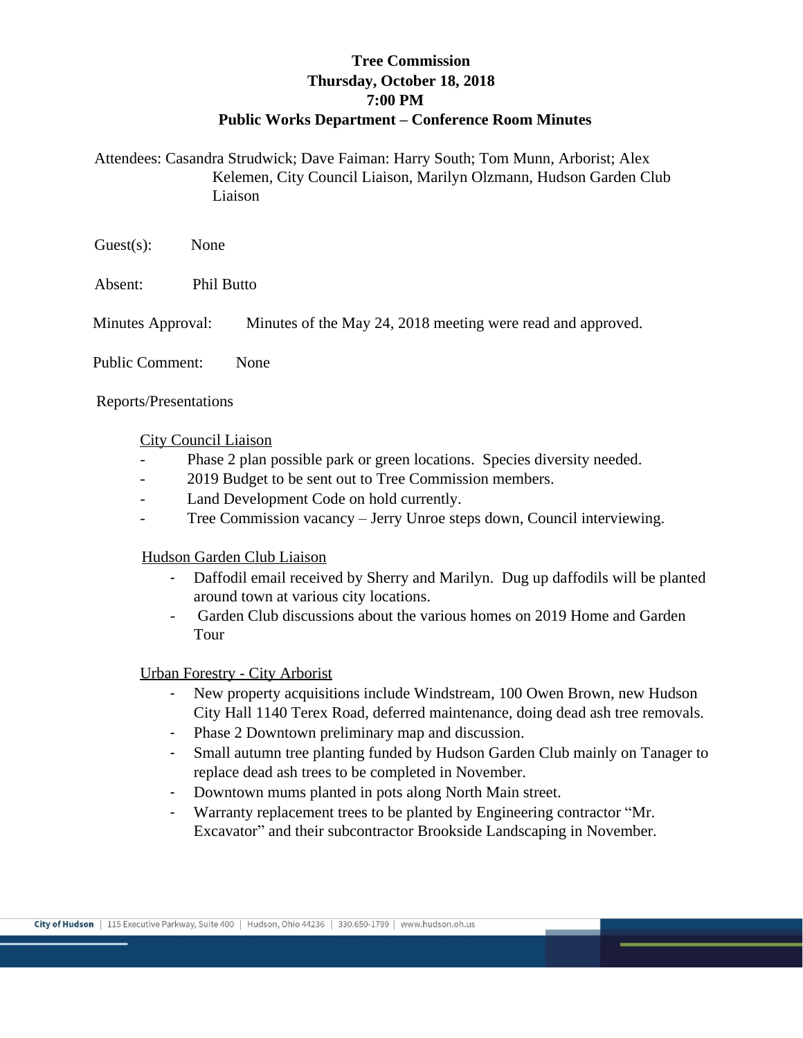# Tree Commission
## Thursday, October 18, 2018
## 7:00 PM
## Public Works Department – Conference Room Minutes

Attendees: Casandra Strudwick; Dave Faiman: Harry South; Tom Munn, Arborist; Alex Kelemen, City Council Liaison, Marilyn Olzmann, Hudson Garden Club Liaison

Guest(s): None

Absent: Phil Butto

Minutes Approval: Minutes of the May 24, 2018 meeting were read and approved.

Public Comment: None

Reports/Presentations

City Council Liaison

- Phase 2 plan possible park or green locations. Species diversity needed.
- 2019 Budget to be sent out to Tree Commission members.
- Land Development Code on hold currently.
- Tree Commission vacancy – Jerry Unroe steps down, Council interviewing.

Hudson Garden Club Liaison

- Daffodil email received by Sherry and Marilyn. Dug up daffodils will be planted around town at various city locations.
- Garden Club discussions about the various homes on 2019 Home and Garden Tour

Urban Forestry - City Arborist

- New property acquisitions include Windstream, 100 Owen Brown, new Hudson City Hall 1140 Terex Road, deferred maintenance, doing dead ash tree removals.
- Phase 2 Downtown preliminary map and discussion.
- Small autumn tree planting funded by Hudson Garden Club mainly on Tanager to replace dead ash trees to be completed in November.
- Downtown mums planted in pots along North Main street.
- Warranty replacement trees to be planted by Engineering contractor "Mr. Excavator" and their subcontractor Brookside Landscaping in November.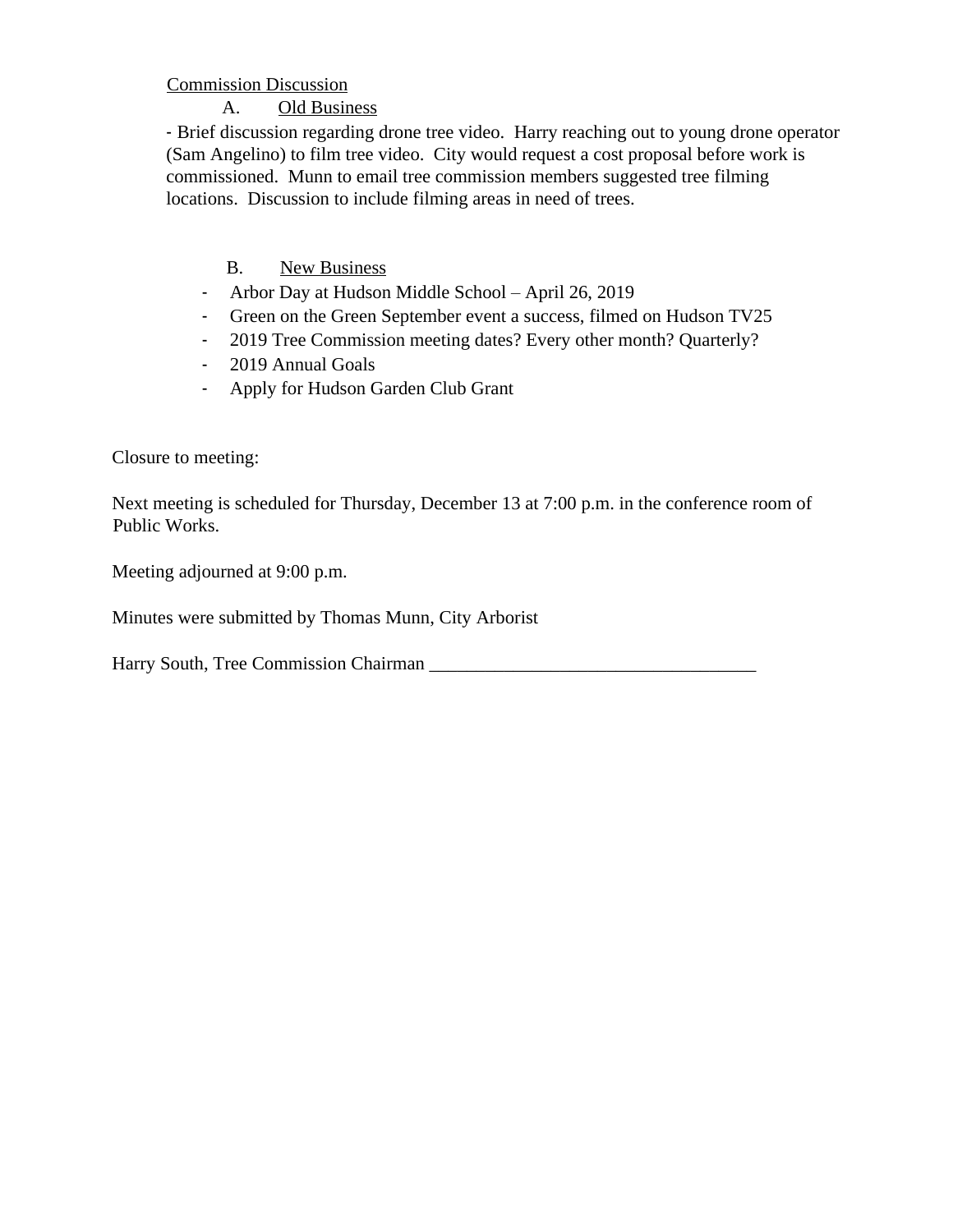Commission Discussion

A. Old Business

- Brief discussion regarding drone tree video. Harry reaching out to young drone operator (Sam Angelino) to film tree video. City would request a cost proposal before work is commissioned. Munn to email tree commission members suggested tree filming locations. Discussion to include filming areas in need of trees.

B. New Business

- Arbor Day at Hudson Middle School – April 26, 2019
- Green on the Green September event a success, filmed on Hudson TV25
- 2019 Tree Commission meeting dates? Every other month? Quarterly?
- 2019 Annual Goals
- Apply for Hudson Garden Club Grant

Closure to meeting:

Next meeting is scheduled for Thursday, December 13 at 7:00 p.m. in the conference room of Public Works.

Meeting adjourned at 9:00 p.m.

Minutes were submitted by Thomas Munn, City Arborist

Harry South, Tree Commission Chairman ___________________________________